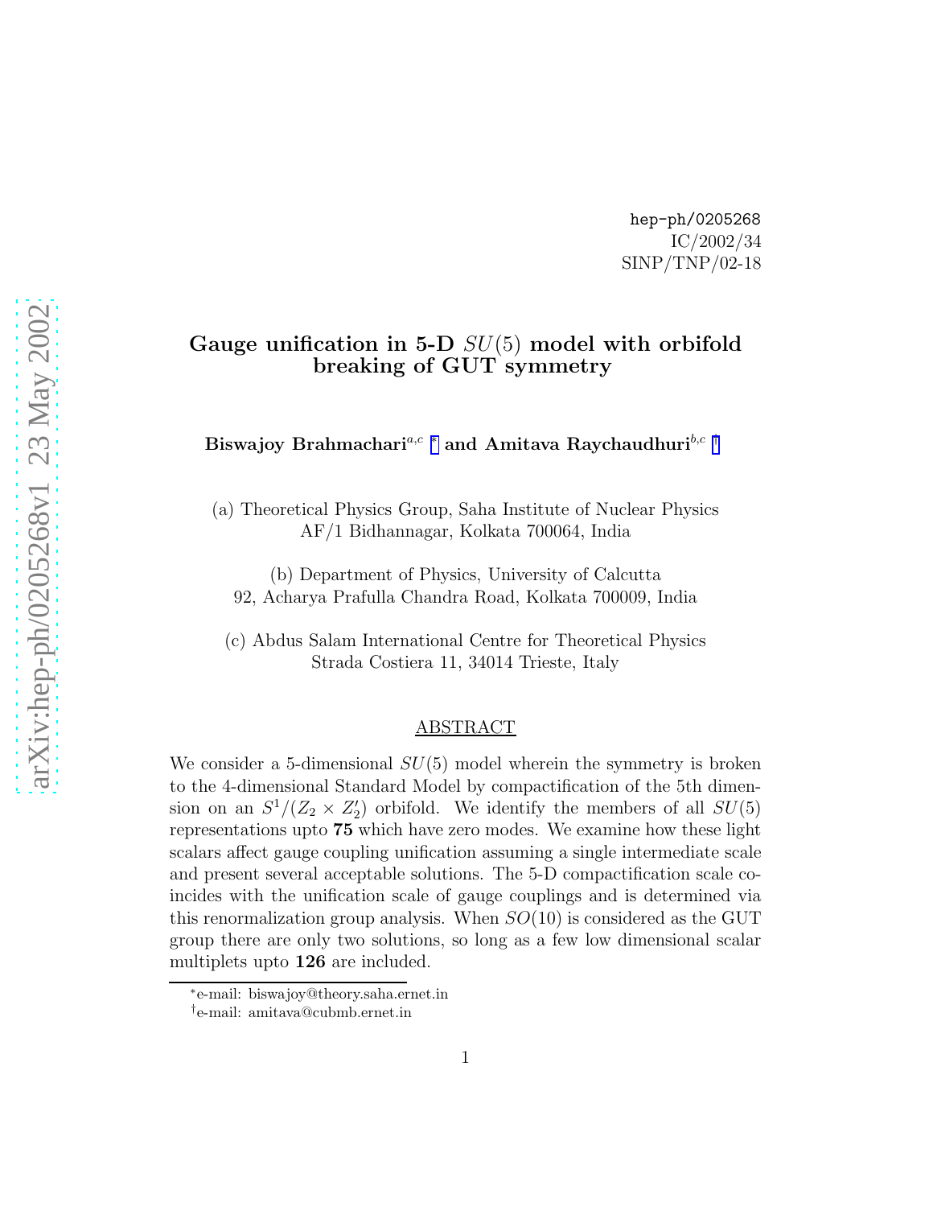hep-ph/0205268
IC/2002/34
SINP/TNP/02-18

# Gauge unification in 5-D $SU(5)$ model with orbifold breaking of GUT symmetry

**Biswajoy Brahmachari**[a,c] [*] **and Amitava Raychaudhuri**[b,c] [†]

(a) Theoretical Physics Group, Saha Institute of Nuclear Physics
AF/1 Bidhannagar, Kolkata 700064, India

(b) Department of Physics, University of Calcutta
92, Acharya Prafulla Chandra Road, Kolkata 700009, India

(c) Abdus Salam International Centre for Theoretical Physics
Strada Costiera 11, 34014 Trieste, Italy

## ABSTRACT

We consider a 5-dimensional $SU(5)$ model wherein the symmetry is broken to the 4-dimensional Standard Model by compactification of the 5th dimension on an $S^1/(Z_2 \times Z_2')$ orbifold. We identify the members of all $SU(5)$ representations upto **75** which have zero modes. We examine how these light scalars affect gauge coupling unification assuming a single intermediate scale and present several acceptable solutions. The 5-D compactification scale coincides with the unification scale of gauge couplings and is determined via this renormalization group analysis. When $SO(10)$ is considered as the GUT group there are only two solutions, so long as a few low dimensional scalar multiplets upto **126** are included.

[*] e-mail: biswajoy@theory.saha.ernet.in

[†] e-mail: amitava@cubmb.ernet.in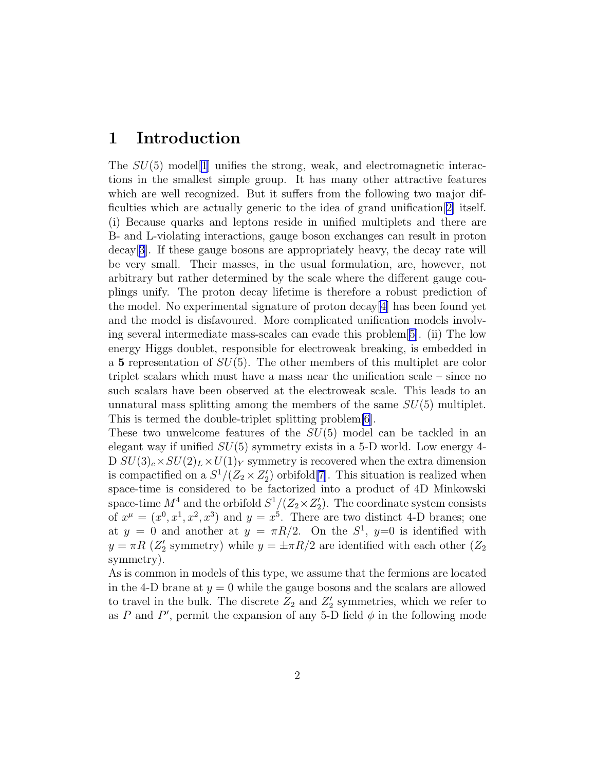# 1 Introduction

The $SU(5)$ model[1] unifies the strong, weak, and electromagnetic interactions in the smallest simple group. It has many other attractive features which are well recognized. But it suffers from the following two major difficulties which are actually generic to the idea of grand unification[2] itself. (i) Because quarks and leptons reside in unified multiplets and there are B- and L-violating interactions, gauge boson exchanges can result in proton decay[3]. If these gauge bosons are appropriately heavy, the decay rate will be very small. Their masses, in the usual formulation, are, however, not arbitrary but rather determined by the scale where the different gauge couplings unify. The proton decay lifetime is therefore a robust prediction of the model. No experimental signature of proton decay[4] has been found yet and the model is disfavoured. More complicated unification models involving several intermediate mass-scales can evade this problem[5]. (ii) The low energy Higgs doublet, responsible for electroweak breaking, is embedded in a **5** representation of $SU(5)$. The other members of this multiplet are color triplet scalars which must have a mass near the unification scale – since no such scalars have been observed at the electroweak scale. This leads to an unnatural mass splitting among the members of the same $SU(5)$ multiplet. This is termed the double-triplet splitting problem[6].

These two unwelcome features of the $SU(5)$ model can be tackled in an elegant way if unified $SU(5)$ symmetry exists in a 5-D world. Low energy 4-D $SU(3)_c \times SU(2)_L \times U(1)_Y$ symmetry is recovered when the extra dimension is compactified on a $S^1/(Z_2 \times Z_2')$ orbifold[7]. This situation is realized when space-time is considered to be factorized into a product of 4D Minkowski space-time $M^4$ and the orbifold $S^1/(Z_2 \times Z_2')$. The coordinate system consists of $x^\mu = (x^0, x^1, x^2, x^3)$ and $y = x^5$. There are two distinct 4-D branes; one at $y = 0$ and another at $y = \pi R/2$. On the $S^1$, $y$=0 is identified with $y = \pi R$ ($Z_2'$ symmetry) while $y = \pm\pi R/2$ are identified with each other ($Z_2$ symmetry).

As is common in models of this type, we assume that the fermions are located in the 4-D brane at $y = 0$ while the gauge bosons and the scalars are allowed to travel in the bulk. The discrete $Z_2$ and $Z_2'$ symmetries, which we refer to as $P$ and $P'$, permit the expansion of any 5-D field $\phi$ in the following mode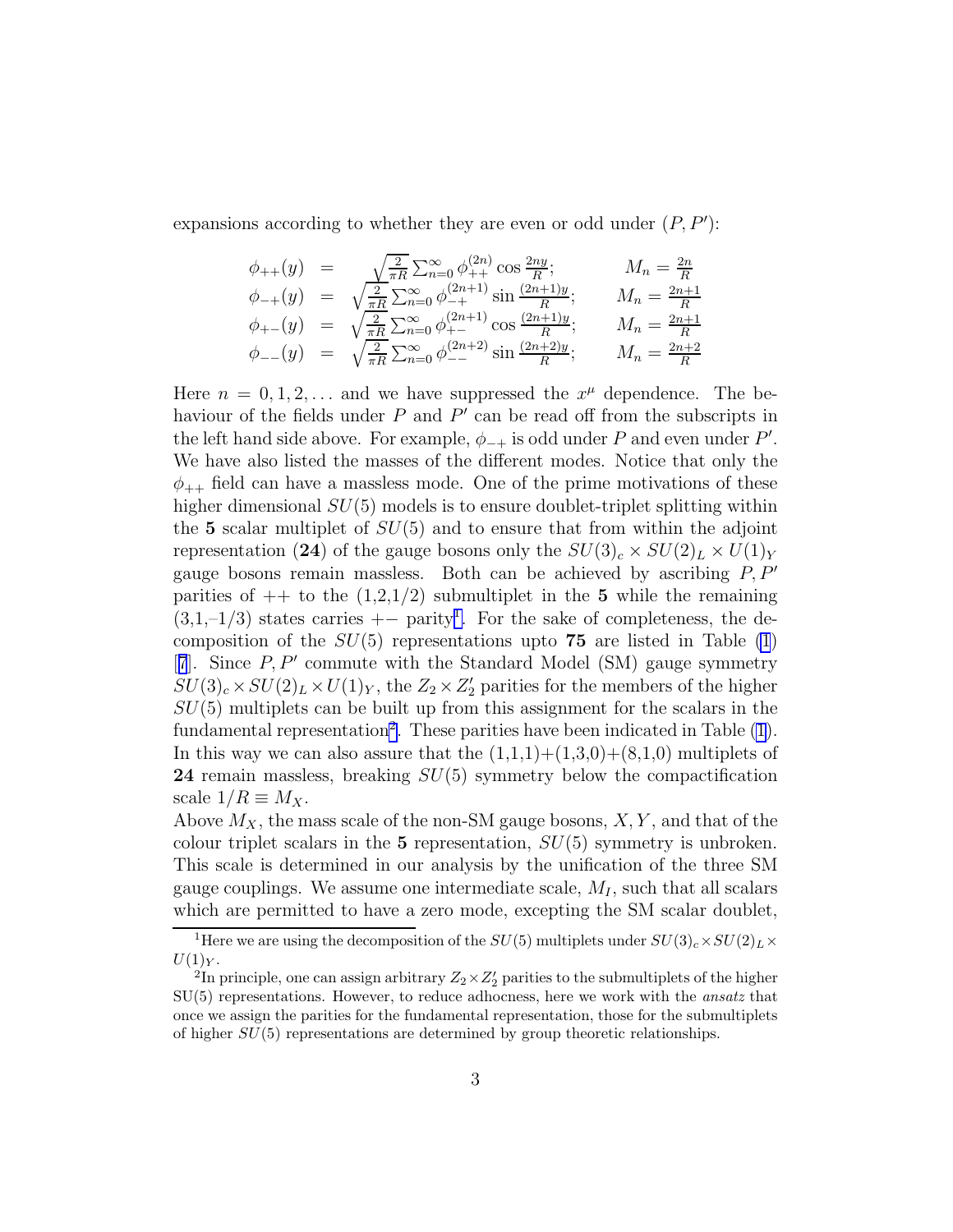expansions according to whether they are even or odd under $(P, P')$:

$$
\begin{array}{rclr}
\phi_{++}(y) & = & \sqrt{\frac{2}{\pi R}} \sum_{n=0}^{\infty} \phi_{++}^{(2n)} \cos \frac{2ny}{R}; & M_n = \frac{2n}{R} \\
\phi_{-+}(y) & = & \sqrt{\frac{2}{\pi R}} \sum_{n=0}^{\infty} \phi_{-+}^{(2n+1)} \sin \frac{(2n+1)y}{R}; & M_n = \frac{2n+1}{R} \\
\phi_{+-}(y) & = & \sqrt{\frac{2}{\pi R}} \sum_{n=0}^{\infty} \phi_{+-}^{(2n+1)} \cos \frac{(2n+1)y}{R}; & M_n = \frac{2n+1}{R} \\
\phi_{--}(y) & = & \sqrt{\frac{2}{\pi R}} \sum_{n=0}^{\infty} \phi_{--}^{(2n+2)} \sin \frac{(2n+2)y}{R}; & M_n = \frac{2n+2}{R}
\end{array}
$$

Here $n = 0, 1, 2, \ldots$ and we have suppressed the $x^\mu$ dependence. The behaviour of the fields under $P$ and $P'$ can be read off from the subscripts in the left hand side above. For example, $\phi_{-+}$ is odd under $P$ and even under $P'$. We have also listed the masses of the different modes. Notice that only the $\phi_{++}$ field can have a massless mode. One of the prime motivations of these higher dimensional $SU(5)$ models is to ensure doublet-triplet splitting within the **5** scalar multiplet of $SU(5)$ and to ensure that from within the adjoint representation (**24**) of the gauge bosons only the $SU(3)_c \times SU(2)_L \times U(1)_Y$ gauge bosons remain massless. Both can be achieved by ascribing $P, P'$ parities of $++$ to the (1,2,1/2) submultiplet in the **5** while the remaining (3,1,–1/3) states carries $+-$ parity[1]. For the sake of completeness, the decomposition of the $SU(5)$ representations upto **75** are listed in Table (1) [7]. Since $P, P'$ commute with the Standard Model (SM) gauge symmetry $SU(3)_c \times SU(2)_L \times U(1)_Y$, the $Z_2 \times Z_2'$ parities for the members of the higher $SU(5)$ multiplets can be built up from this assignment for the scalars in the fundamental representation[2]. These parities have been indicated in Table (1). In this way we can also assure that the (1,1,1)+(1,3,0)+(8,1,0) multiplets of **24** remain massless, breaking $SU(5)$ symmetry below the compactification scale $1/R \equiv M_X$.

Above $M_X$, the mass scale of the non-SM gauge bosons, $X, Y$, and that of the colour triplet scalars in the **5** representation, $SU(5)$ symmetry is unbroken. This scale is determined in our analysis by the unification of the three SM gauge couplings. We assume one intermediate scale, $M_I$, such that all scalars which are permitted to have a zero mode, excepting the SM scalar doublet,

[1] Here we are using the decomposition of the $SU(5)$ multiplets under $SU(3)_c \times SU(2)_L \times U(1)_Y$.

[2] In principle, one can assign arbitrary $Z_2 \times Z_2'$ parities to the submultiplets of the higher SU(5) representations. However, to reduce adhocness, here we work with the *ansatz* that once we assign the parities for the fundamental representation, those for the submultiplets of higher $SU(5)$ representations are determined by group theoretic relationships.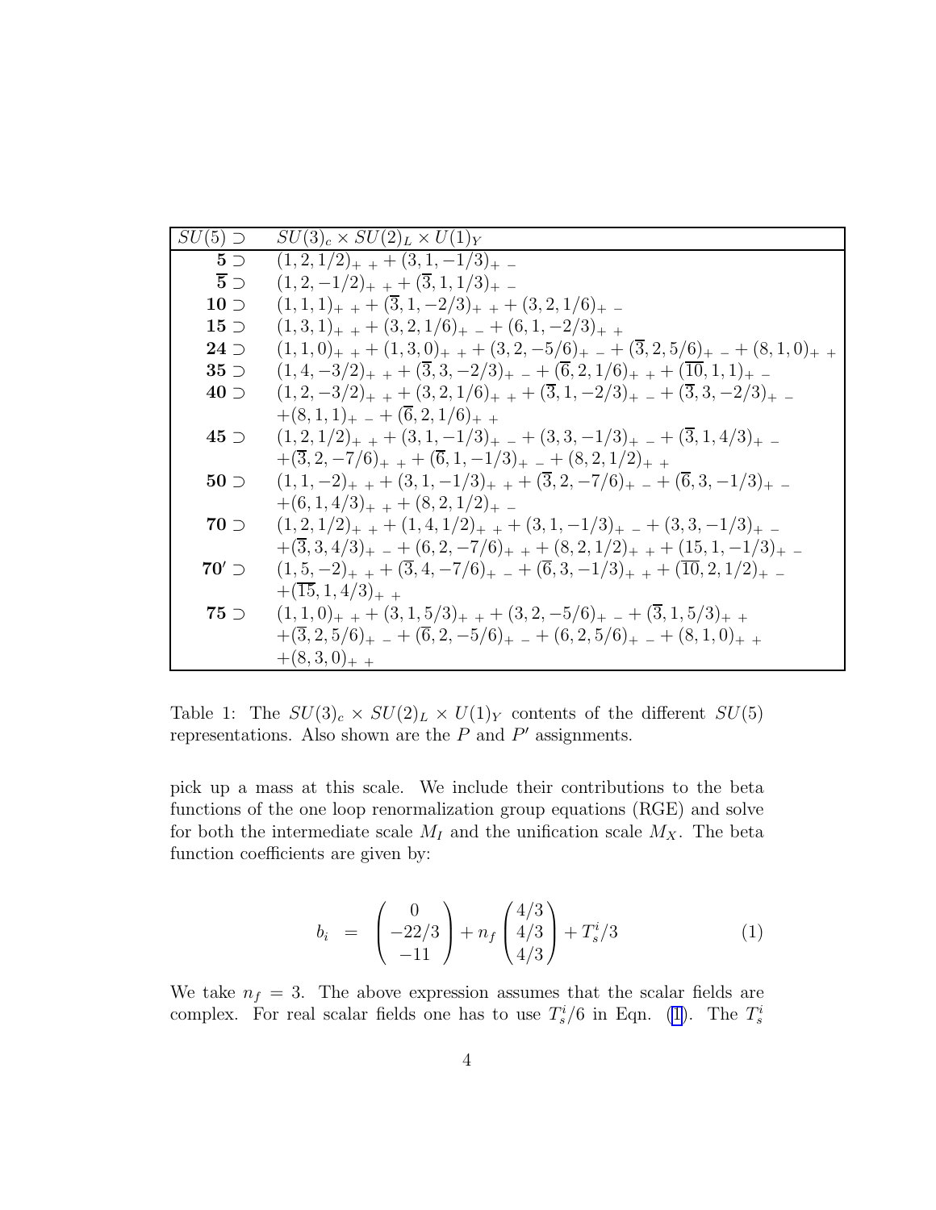| $SU(5) \supset$ | $SU(3)_c \times SU(2)_L \times U(1)_Y$ |
|---|---|
| $\mathbf{5} \supset$ | $(1,2,1/2)_{+\,+} + (3,1,-1/3)_{+\,-}$ |
| $\overline{\mathbf{5}} \supset$ | $(1,2,-1/2)_{+\,+} + (\overline{3},1,1/3)_{+\,-}$ |
| $\mathbf{10} \supset$ | $(1,1,1)_{+\,+} + (\overline{3},1,-2/3)_{+\,+} + (3,2,1/6)_{+\,-}$ |
| $\mathbf{15} \supset$ | $(1,3,1)_{+\,+} + (3,2,1/6)_{+\,-} + (6,1,-2/3)_{+\,+}$ |
| $\mathbf{24} \supset$ | $(1,1,0)_{+\,+} + (1,3,0)_{+\,+} + (3,2,-5/6)_{+\,-} + (\overline{3},2,5/6)_{+\,-} + (8,1,0)_{+\,+}$ |
| $\mathbf{35} \supset$ | $(1,4,-3/2)_{+\,+} + (\overline{3},3,-2/3)_{+\,-} + (\overline{6},2,1/6)_{+\,+} + (\overline{10},1,1)_{+\,-}$ |
| $\mathbf{40} \supset$ | $(1,2,-3/2)_{+\,+} + (3,2,1/6)_{+\,+} + (\overline{3},1,-2/3)_{+\,-} + (\overline{3},3,-2/3)_{+\,-}$ |
| | $+(8,1,1)_{+\,-} + (\overline{6},2,1/6)_{+\,+}$ |
| $\mathbf{45} \supset$ | $(1,2,1/2)_{+\,+} + (3,1,-1/3)_{+\,-} + (3,3,-1/3)_{+\,-} + (\overline{3},1,4/3)_{+\,-}$ |
| | $+(\overline{3},2,-7/6)_{+\,+} + (\overline{6},1,-1/3)_{+\,-} + (8,2,1/2)_{+\,+}$ |
| $\mathbf{50} \supset$ | $(1,1,-2)_{+\,+} + (3,1,-1/3)_{+\,+} + (\overline{3},2,-7/6)_{+\,-} + (\overline{6},3,-1/3)_{+\,-}$ |
| | $+(6,1,4/3)_{+\,+} + (8,2,1/2)_{+\,-}$ |
| $\mathbf{70} \supset$ | $(1,2,1/2)_{+\,+} + (1,4,1/2)_{+\,+} + (3,1,-1/3)_{+\,-} + (3,3,-1/3)_{+\,-}$ |
| | $+(\overline{3},3,4/3)_{+\,-} + (6,2,-7/6)_{+\,+} + (8,2,1/2)_{+\,+} + (15,1,-1/3)_{+\,-}$ |
| $\mathbf{70'} \supset$ | $(1,5,-2)_{+\,+} + (\overline{3},4,-7/6)_{+\,-} + (\overline{6},3,-1/3)_{+\,+} + (\overline{10},2,1/2)_{+\,-}$ |
| | $+(\overline{15},1,4/3)_{+\,+}$ |
| $\mathbf{75} \supset$ | $(1,1,0)_{+\,+} + (3,1,5/3)_{+\,+} + (3,2,-5/6)_{+\,-} + (\overline{3},1,5/3)_{+\,+}$ |
| | $+(\overline{3},2,5/6)_{+\,-} + (\overline{6},2,-5/6)_{+\,-} + (6,2,5/6)_{+\,-} + (8,1,0)_{+\,+}$ |
| | $+(8,3,0)_{+\,+}$ |

Table 1: The $SU(3)_c \times SU(2)_L \times U(1)_Y$ contents of the different $SU(5)$ representations. Also shown are the $P$ and $P'$ assignments.

pick up a mass at this scale. We include their contributions to the beta functions of the one loop renormalization group equations (RGE) and solve for both the intermediate scale $M_I$ and the unification scale $M_X$. The beta function coefficients are given by:

$$b_i = \begin{pmatrix} 0 \\ -22/3 \\ -11 \end{pmatrix} + n_f \begin{pmatrix} 4/3 \\ 4/3 \\ 4/3 \end{pmatrix} + T_s^i/3 \tag{1}$$

We take $n_f = 3$. The above expression assumes that the scalar fields are complex. For real scalar fields one has to use $T_s^i/6$ in Eqn. (1). The $T_s^i$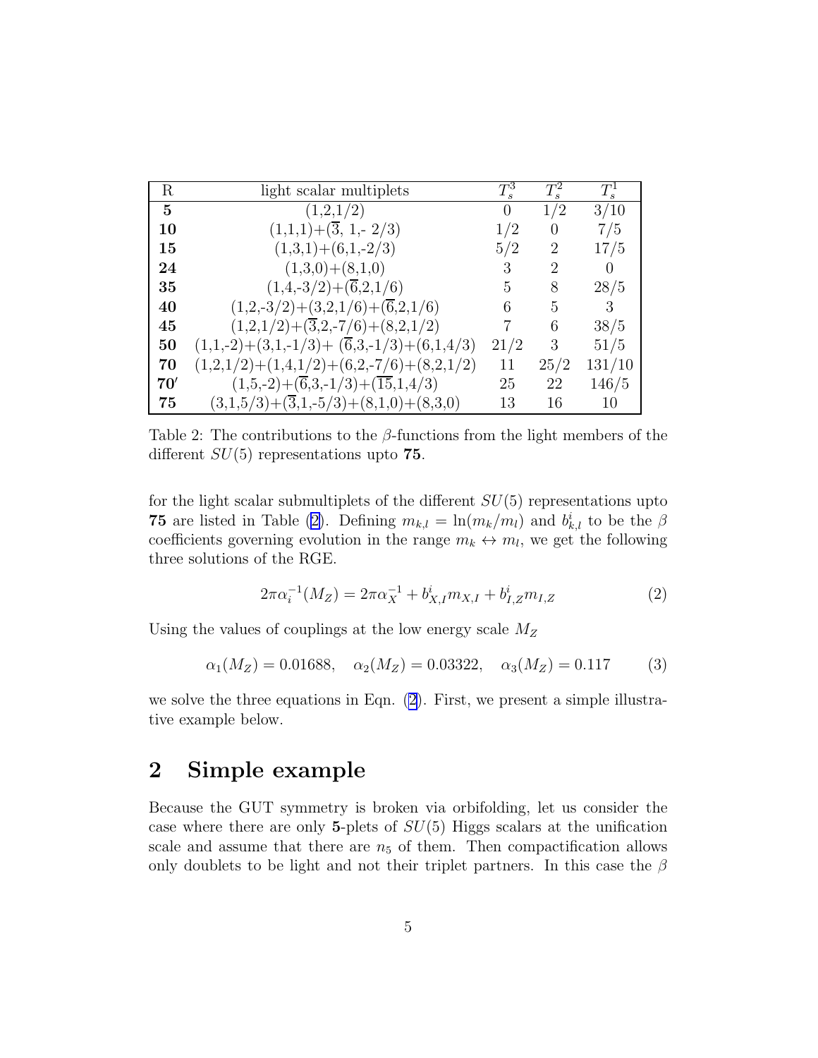| R | light scalar multiplets | $T_s^3$ | $T_s^2$ | $T_s^1$ |
|---|---|---|---|---|
| **5** | (1,2,1/2) | 0 | 1/2 | 3/10 |
| **10** | (1,1,1)+($\overline{3}$, 1,- 2/3) | 1/2 | 0 | 7/5 |
| **15** | (1,3,1)+(6,1,-2/3) | 5/2 | 2 | 17/5 |
| **24** | (1,3,0)+(8,1,0) | 3 | 2 | 0 |
| **35** | (1,4,-3/2)+($\overline{6}$,2,1/6) | 5 | 8 | 28/5 |
| **40** | (1,2,-3/2)+(3,2,1/6)+($\overline{6}$,2,1/6) | 6 | 5 | 3 |
| **45** | (1,2,1/2)+($\overline{3}$,2,-7/6)+(8,2,1/2) | 7 | 6 | 38/5 |
| **50** | (1,1,-2)+(3,1,-1/3)+ ($\overline{6}$,3,-1/3)+(6,1,4/3) | 21/2 | 3 | 51/5 |
| **70** | (1,2,1/2)+(1,4,1/2)+(6,2,-7/6)+(8,2,1/2) | 11 | 25/2 | 131/10 |
| **70′** | (1,5,-2)+($\overline{6}$,3,-1/3)+($\overline{15}$,1,4/3) | 25 | 22 | 146/5 |
| **75** | (3,1,5/3)+($\overline{3}$,1,-5/3)+(8,1,0)+(8,3,0) | 13 | 16 | 10 |

Table 2: The contributions to the $\beta$-functions from the light members of the different $SU(5)$ representations upto **75**.

for the light scalar submultiplets of the different $SU(5)$ representations upto **75** are listed in Table (2). Defining $m_{k,l} = \ln(m_k/m_l)$ and $b^i_{k,l}$ to be the $\beta$ coefficients governing evolution in the range $m_k \leftrightarrow m_l$, we get the following three solutions of the RGE.

$$2\pi\alpha_i^{-1}(M_Z) = 2\pi\alpha_X^{-1} + b^i_{X,I} m_{X,I} + b^i_{I,Z} m_{I,Z} \tag{2}$$

Using the values of couplings at the low energy scale $M_Z$

$$\alpha_1(M_Z) = 0.01688, \quad \alpha_2(M_Z) = 0.03322, \quad \alpha_3(M_Z) = 0.117 \tag{3}$$

we solve the three equations in Eqn. (2). First, we present a simple illustrative example below.

## 2 Simple example

Because the GUT symmetry is broken via orbifolding, let us consider the case where there are only **5**-plets of $SU(5)$ Higgs scalars at the unification scale and assume that there are $n_5$ of them. Then compactification allows only doublets to be light and not their triplet partners. In this case the $\beta$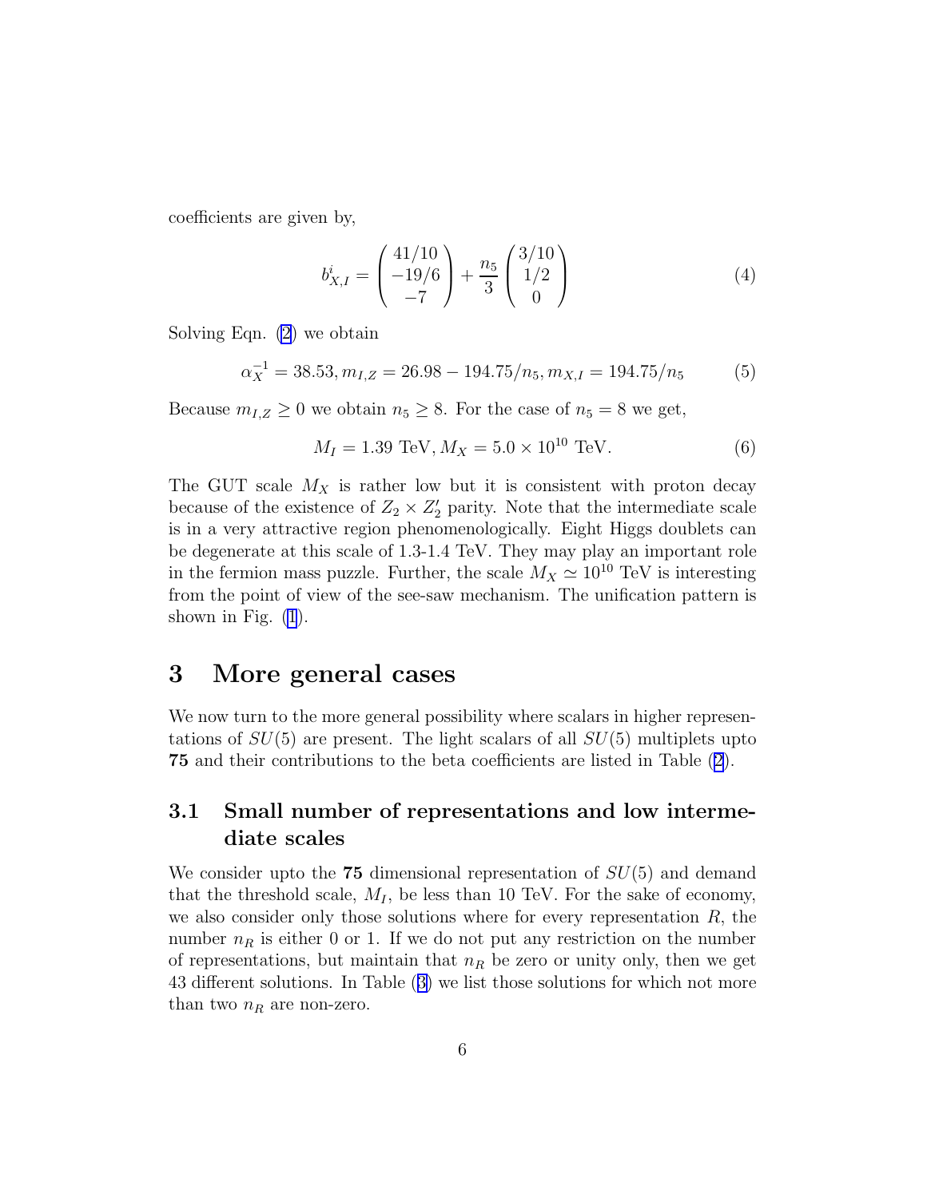coefficients are given by,

$$b^i_{X,I} = \begin{pmatrix} 41/10 \\ -19/6 \\ -7 \end{pmatrix} + \frac{n_5}{3} \begin{pmatrix} 3/10 \\ 1/2 \\ 0 \end{pmatrix} \tag{4}$$

Solving Eqn. (2) we obtain

$$\alpha_X^{-1} = 38.53, m_{I,Z} = 26.98 - 194.75/n_5, m_{X,I} = 194.75/n_5 \tag{5}$$

Because $m_{I,Z} \geq 0$ we obtain $n_5 \geq 8$. For the case of $n_5 = 8$ we get,

$$M_I = 1.39 \text{ TeV}, M_X = 5.0 \times 10^{10} \text{ TeV}. \tag{6}$$

The GUT scale $M_X$ is rather low but it is consistent with proton decay because of the existence of $Z_2 \times Z_2'$ parity. Note that the intermediate scale is in a very attractive region phenomenologically. Eight Higgs doublets can be degenerate at this scale of 1.3-1.4 TeV. They may play an important role in the fermion mass puzzle. Further, the scale $M_X \simeq 10^{10}$ TeV is interesting from the point of view of the see-saw mechanism. The unification pattern is shown in Fig. (1).

# 3 More general cases

We now turn to the more general possibility where scalars in higher representations of $SU(5)$ are present. The light scalars of all $SU(5)$ multiplets upto **75** and their contributions to the beta coefficients are listed in Table (2).

## 3.1 Small number of representations and low intermediate scales

We consider upto the **75** dimensional representation of $SU(5)$ and demand that the threshold scale, $M_I$, be less than 10 TeV. For the sake of economy, we also consider only those solutions where for every representation $R$, the number $n_R$ is either 0 or 1. If we do not put any restriction on the number of representations, but maintain that $n_R$ be zero or unity only, then we get 43 different solutions. In Table (3) we list those solutions for which not more than two $n_R$ are non-zero.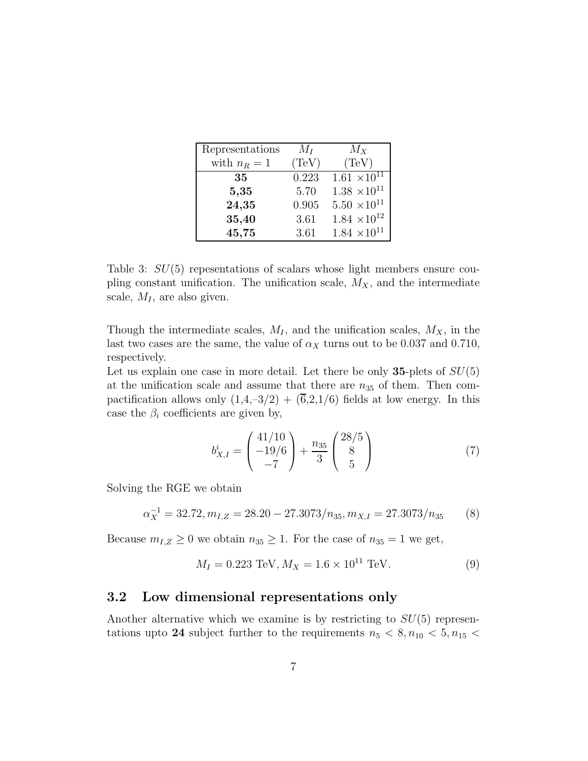| Representations with $n_R = 1$ | $M_I$ (TeV) | $M_X$ (TeV) |
|---|---|---|
| **35** | 0.223 | $1.61 \times 10^{11}$ |
| **5,35** | 5.70 | $1.38 \times 10^{11}$ |
| **24,35** | 0.905 | $5.50 \times 10^{11}$ |
| **35,40** | 3.61 | $1.84 \times 10^{12}$ |
| **45,75** | 3.61 | $1.84 \times 10^{11}$ |

Table 3: $SU(5)$ repesentations of scalars whose light members ensure coupling constant unification. The unification scale, $M_X$, and the intermediate scale, $M_I$, are also given.

Though the intermediate scales, $M_I$, and the unification scales, $M_X$, in the last two cases are the same, the value of $\alpha_X$ turns out to be 0.037 and 0.710, respectively.

Let us explain one case in more detail. Let there be only **35**-plets of $SU(5)$ at the unification scale and assume that there are $n_{35}$ of them. Then compactification allows only $(1,4,-3/2)$ + $(\overline{6},2,1/6)$ fields at low energy. In this case the $\beta_i$ coefficients are given by,

$$b^i_{X,I} = \begin{pmatrix} 41/10 \\ -19/6 \\ -7 \end{pmatrix} + \frac{n_{35}}{3} \begin{pmatrix} 28/5 \\ 8 \\ 5 \end{pmatrix} \tag{7}$$

Solving the RGE we obtain

$$\alpha_X^{-1} = 32.72, m_{I,Z} = 28.20 - 27.3073/n_{35}, m_{X,I} = 27.3073/n_{35} \tag{8}$$

Because $m_{I,Z} \geq 0$ we obtain $n_{35} \geq 1$. For the case of $n_{35} = 1$ we get,

$$M_I = 0.223 \text{ TeV}, M_X = 1.6 \times 10^{11} \text{ TeV}. \tag{9}$$

## 3.2 Low dimensional representations only

Another alternative which we examine is by restricting to $SU(5)$ representations upto **24** subject further to the requirements $n_5 < 8, n_{10} < 5, n_{15} <$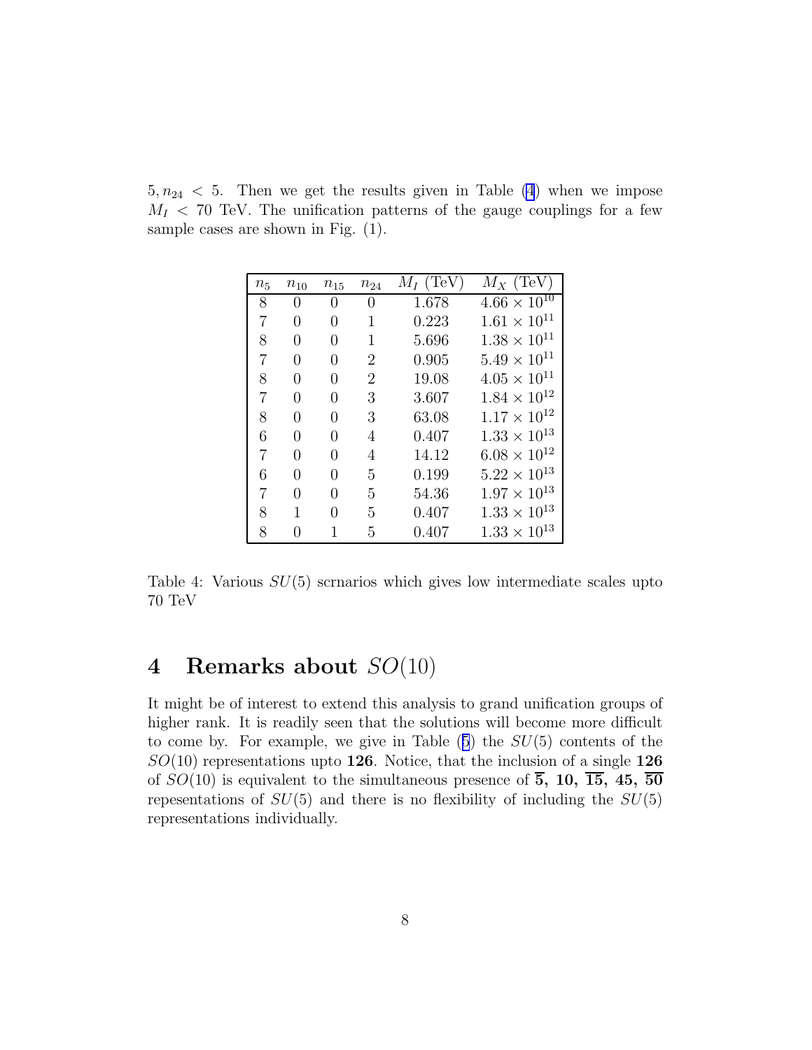$5, n_{24} < 5$. Then we get the results given in Table (4) when we impose $M_I < 70$ TeV. The unification patterns of the gauge couplings for a few sample cases are shown in Fig. (1).

| $n_5$ | $n_{10}$ | $n_{15}$ | $n_{24}$ | $M_I$ (TeV) | $M_X$ (TeV) |
|---|---|---|---|---|---|
| 8 | 0 | 0 | 0 | 1.678 | $4.66 \times 10^{10}$ |
| 7 | 0 | 0 | 1 | 0.223 | $1.61 \times 10^{11}$ |
| 8 | 0 | 0 | 1 | 5.696 | $1.38 \times 10^{11}$ |
| 7 | 0 | 0 | 2 | 0.905 | $5.49 \times 10^{11}$ |
| 8 | 0 | 0 | 2 | 19.08 | $4.05 \times 10^{11}$ |
| 7 | 0 | 0 | 3 | 3.607 | $1.84 \times 10^{12}$ |
| 8 | 0 | 0 | 3 | 63.08 | $1.17 \times 10^{12}$ |
| 6 | 0 | 0 | 4 | 0.407 | $1.33 \times 10^{13}$ |
| 7 | 0 | 0 | 4 | 14.12 | $6.08 \times 10^{12}$ |
| 6 | 0 | 0 | 5 | 0.199 | $5.22 \times 10^{13}$ |
| 7 | 0 | 0 | 5 | 54.36 | $1.97 \times 10^{13}$ |
| 8 | 1 | 0 | 5 | 0.407 | $1.33 \times 10^{13}$ |
| 8 | 0 | 1 | 5 | 0.407 | $1.33 \times 10^{13}$ |

Table 4: Various $SU(5)$ scrnarios which gives low intermediate scales upto 70 TeV

# 4 Remarks about $SO(10)$

It might be of interest to extend this analysis to grand unification groups of higher rank. It is readily seen that the solutions will become more difficult to come by. For example, we give in Table (5) the $SU(5)$ contents of the $SO(10)$ representations upto **126**. Notice, that the inclusion of a single **126** of $SO(10)$ is equivalent to the simultaneous presence of $\overline{\mathbf{5}}$, $\mathbf{10}$, $\overline{\mathbf{15}}$, $\mathbf{45}$, $\overline{\mathbf{50}}$ repesentations of $SU(5)$ and there is no flexibility of including the $SU(5)$ representations individually.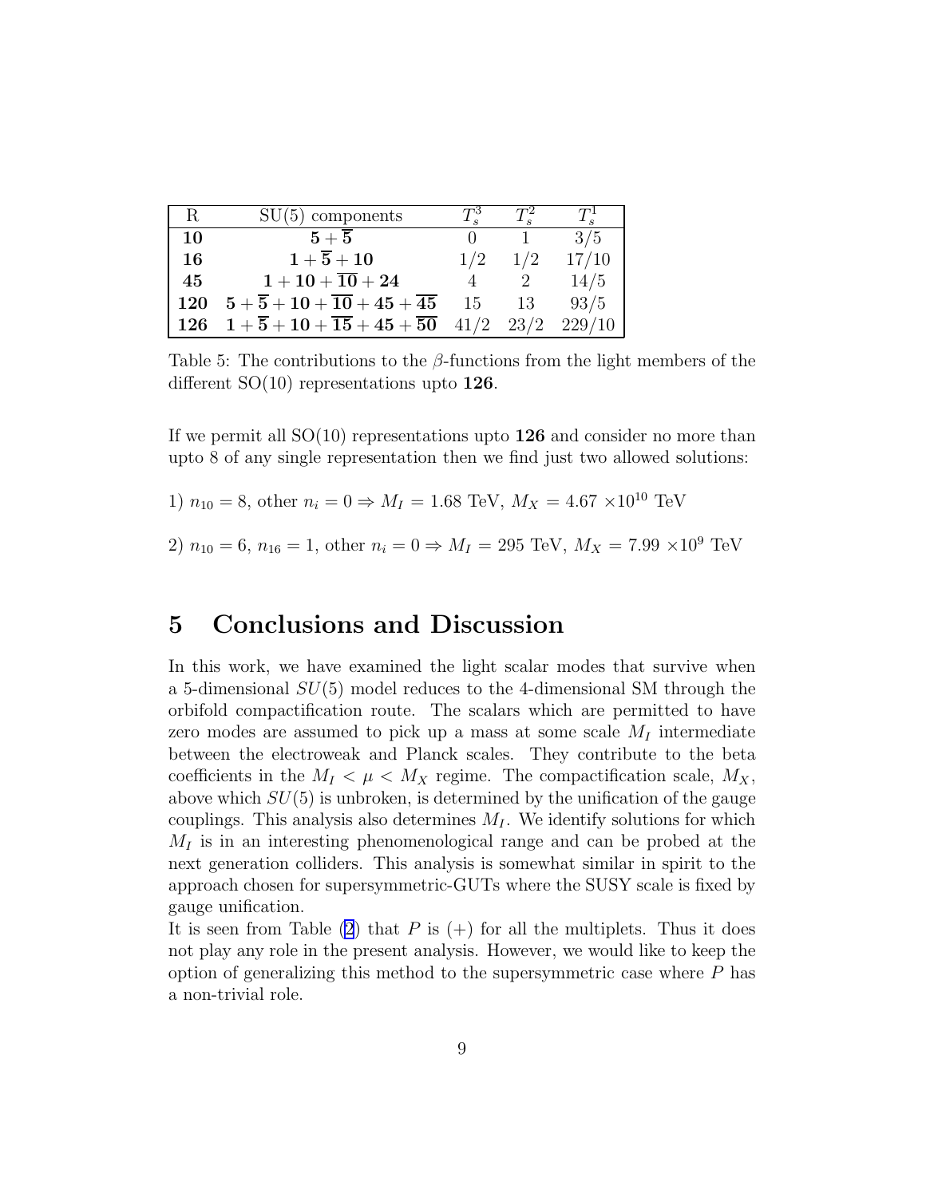| R | SU(5) components | $T_s^3$ | $T_s^2$ | $T_s^1$ |
|---|---|---|---|---|
| **10** | $\mathbf{5}+\overline{\mathbf{5}}$ | 0 | 1 | 3/5 |
| **16** | $\mathbf{1}+\overline{\mathbf{5}}+\mathbf{10}$ | 1/2 | 1/2 | 17/10 |
| **45** | $\mathbf{1}+\mathbf{10}+\overline{\mathbf{10}}+\mathbf{24}$ | 4 | 2 | 14/5 |
| **120** | $\mathbf{5}+\overline{\mathbf{5}}+\mathbf{10}+\overline{\mathbf{10}}+\mathbf{45}+\overline{\mathbf{45}}$ | 15 | 13 | 93/5 |
| **126** | $\mathbf{1}+\overline{\mathbf{5}}+\mathbf{10}+\overline{\mathbf{15}}+\mathbf{45}+\overline{\mathbf{50}}$ | 41/2 | 23/2 | 229/10 |

Table 5: The contributions to the $\beta$-functions from the light members of the different SO(10) representations upto **126**.

If we permit all SO(10) representations upto **126** and consider no more than upto 8 of any single representation then we find just two allowed solutions:

1) $n_{10} = 8$, other $n_i = 0 \Rightarrow M_I = 1.68$ TeV, $M_X = 4.67 \times 10^{10}$ TeV

2) $n_{10} = 6$, $n_{16} = 1$, other $n_i = 0 \Rightarrow M_I = 295$ TeV, $M_X = 7.99 \times 10^{9}$ TeV

# 5 Conclusions and Discussion

In this work, we have examined the light scalar modes that survive when a 5-dimensional $SU(5)$ model reduces to the 4-dimensional SM through the orbifold compactification route. The scalars which are permitted to have zero modes are assumed to pick up a mass at some scale $M_I$ intermediate between the electroweak and Planck scales. They contribute to the beta coefficients in the $M_I < \mu < M_X$ regime. The compactification scale, $M_X$, above which $SU(5)$ is unbroken, is determined by the unification of the gauge couplings. This analysis also determines $M_I$. We identify solutions for which $M_I$ is in an interesting phenomenological range and can be probed at the next generation colliders. This analysis is somewhat similar in spirit to the approach chosen for supersymmetric-GUTs where the SUSY scale is fixed by gauge unification.

It is seen from Table (2) that $P$ is $(+)$ for all the multiplets. Thus it does not play any role in the present analysis. However, we would like to keep the option of generalizing this method to the supersymmetric case where $P$ has a non-trivial role.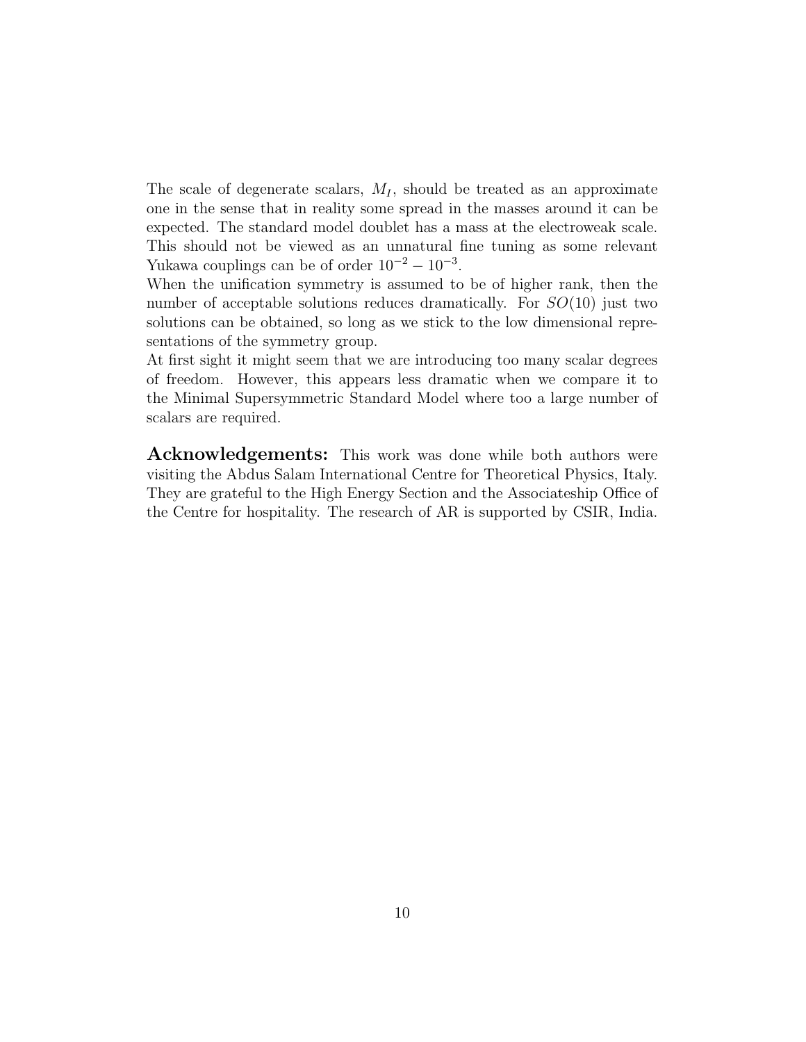The scale of degenerate scalars, $M_I$, should be treated as an approximate one in the sense that in reality some spread in the masses around it can be expected. The standard model doublet has a mass at the electroweak scale. This should not be viewed as an unnatural fine tuning as some relevant Yukawa couplings can be of order $10^{-2} - 10^{-3}$.

When the unification symmetry is assumed to be of higher rank, then the number of acceptable solutions reduces dramatically. For $SO(10)$ just two solutions can be obtained, so long as we stick to the low dimensional representations of the symmetry group.

At first sight it might seem that we are introducing too many scalar degrees of freedom. However, this appears less dramatic when we compare it to the Minimal Supersymmetric Standard Model where too a large number of scalars are required.

**Acknowledgements:** This work was done while both authors were visiting the Abdus Salam International Centre for Theoretical Physics, Italy. They are grateful to the High Energy Section and the Associateship Office of the Centre for hospitality. The research of AR is supported by CSIR, India.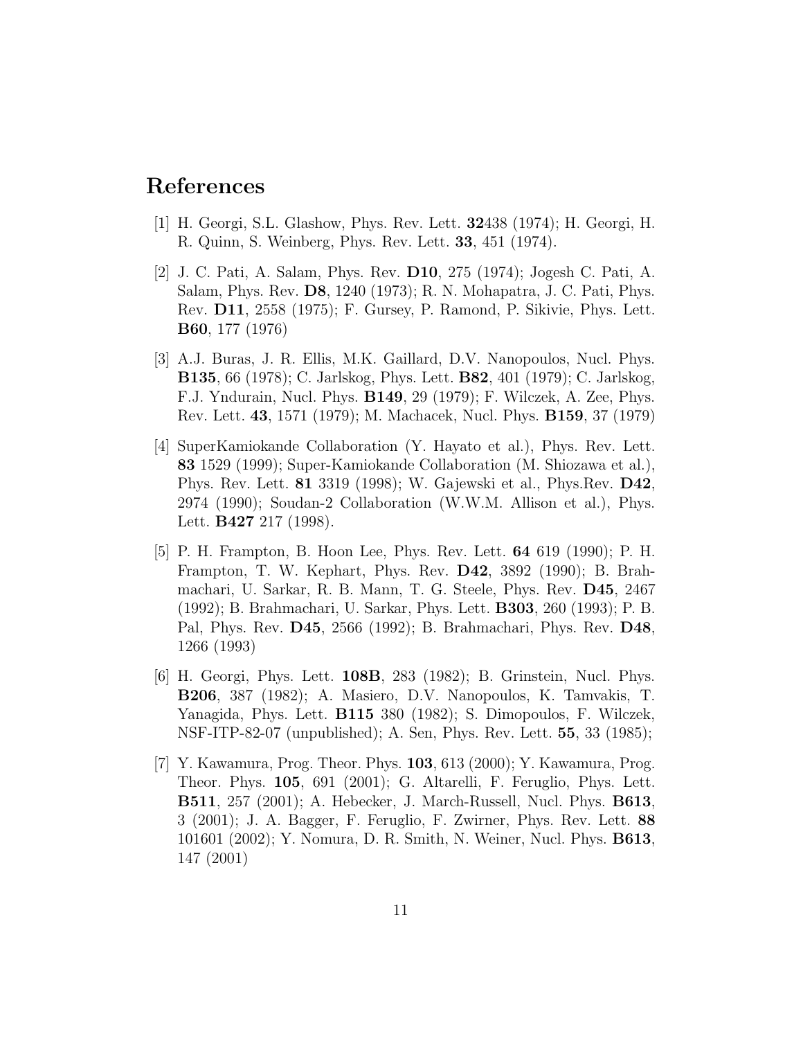## References

[1] H. Georgi, S.L. Glashow, Phys. Rev. Lett. **32**438 (1974); H. Georgi, H. R. Quinn, S. Weinberg, Phys. Rev. Lett. **33**, 451 (1974).

[2] J. C. Pati, A. Salam, Phys. Rev. **D10**, 275 (1974); Jogesh C. Pati, A. Salam, Phys. Rev. **D8**, 1240 (1973); R. N. Mohapatra, J. C. Pati, Phys. Rev. **D11**, 2558 (1975); F. Gursey, P. Ramond, P. Sikivie, Phys. Lett. **B60**, 177 (1976)

[3] A.J. Buras, J. R. Ellis, M.K. Gaillard, D.V. Nanopoulos, Nucl. Phys. **B135**, 66 (1978); C. Jarlskog, Phys. Lett. **B82**, 401 (1979); C. Jarlskog, F.J. Yndurain, Nucl. Phys. **B149**, 29 (1979); F. Wilczek, A. Zee, Phys. Rev. Lett. **43**, 1571 (1979); M. Machacek, Nucl. Phys. **B159**, 37 (1979)

[4] SuperKamiokande Collaboration (Y. Hayato et al.), Phys. Rev. Lett. **83** 1529 (1999); Super-Kamiokande Collaboration (M. Shiozawa et al.), Phys. Rev. Lett. **81** 3319 (1998); W. Gajewski et al., Phys.Rev. **D42**, 2974 (1990); Soudan-2 Collaboration (W.W.M. Allison et al.), Phys. Lett. **B427** 217 (1998).

[5] P. H. Frampton, B. Hoon Lee, Phys. Rev. Lett. **64** 619 (1990); P. H. Frampton, T. W. Kephart, Phys. Rev. **D42**, 3892 (1990); B. Brahmachari, U. Sarkar, R. B. Mann, T. G. Steele, Phys. Rev. **D45**, 2467 (1992); B. Brahmachari, U. Sarkar, Phys. Lett. **B303**, 260 (1993); P. B. Pal, Phys. Rev. **D45**, 2566 (1992); B. Brahmachari, Phys. Rev. **D48**, 1266 (1993)

[6] H. Georgi, Phys. Lett. **108B**, 283 (1982); B. Grinstein, Nucl. Phys. **B206**, 387 (1982); A. Masiero, D.V. Nanopoulos, K. Tamvakis, T. Yanagida, Phys. Lett. **B115** 380 (1982); S. Dimopoulos, F. Wilczek, NSF-ITP-82-07 (unpublished); A. Sen, Phys. Rev. Lett. **55**, 33 (1985);

[7] Y. Kawamura, Prog. Theor. Phys. **103**, 613 (2000); Y. Kawamura, Prog. Theor. Phys. **105**, 691 (2001); G. Altarelli, F. Feruglio, Phys. Lett. **B511**, 257 (2001); A. Hebecker, J. March-Russell, Nucl. Phys. **B613**, 3 (2001); J. A. Bagger, F. Feruglio, F. Zwirner, Phys. Rev. Lett. **88** 101601 (2002); Y. Nomura, D. R. Smith, N. Weiner, Nucl. Phys. **B613**, 147 (2001)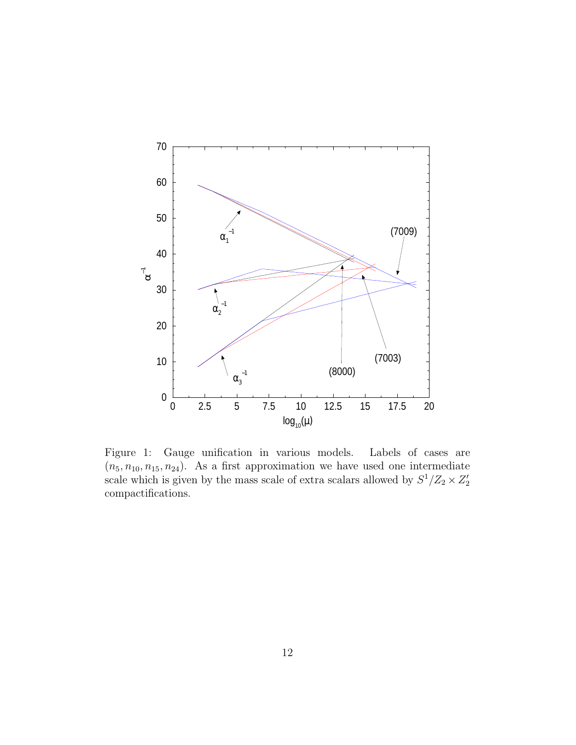70

60

50

40

30

20

10

0

0 2.5 5 7.5 10 12.5 15 17.5 20

$\alpha^{-1}$

$\log_{10}(\mu)$

$\alpha_1^{-1}$

$\alpha_2^{-1}$

$\alpha_3^{-1}$

(7009)

(7003)

(8000)

Figure 1: Gauge unification in various models. Labels of cases are $(n_5, n_{10}, n_{15}, n_{24})$. As a first approximation we have used one intermediate scale which is given by the mass scale of extra scalars allowed by $S^1/Z_2 \times Z_2'$ compactifications.